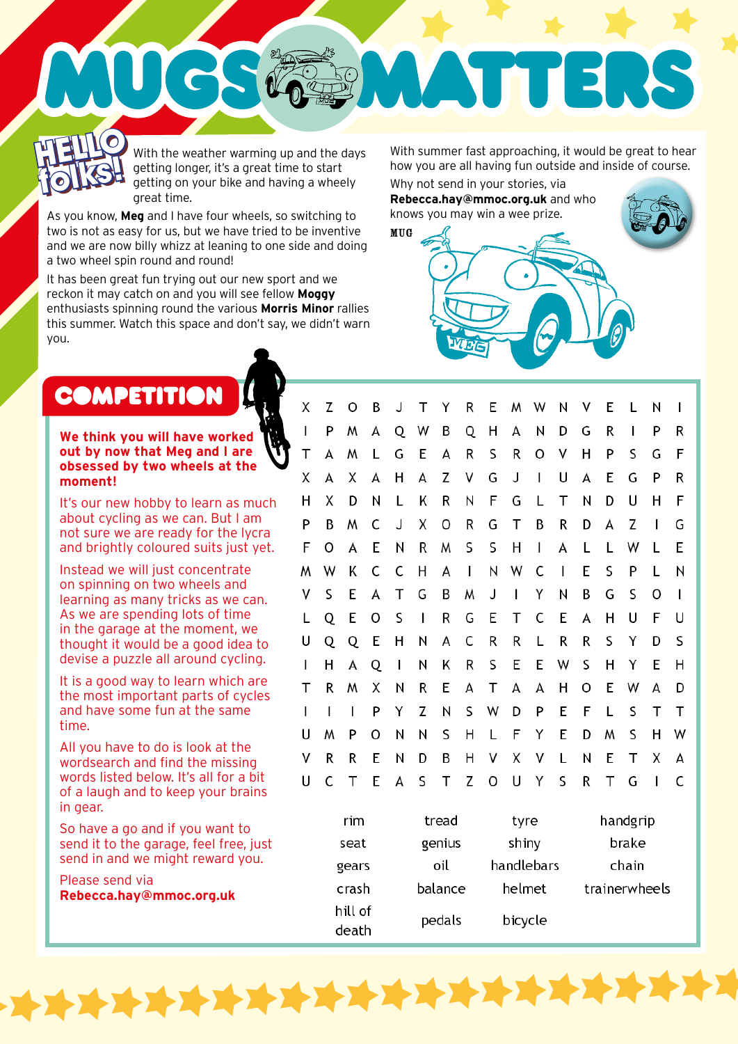# MUGS MATTERS

## HELLO folks!

With the weather warming up and the days getting longer, it's a great time to start getting on your bike and having a wheely great time.

As you know, **Meg** and I have four wheels, so switching to two is not as easy for us, but we have tried to be inventive and we are now billy whizz at leaning to one side and doing a two wheel spin round and round!

It has been great fun trying out our new sport and we reckon it may catch on and you will see fellow **Moggy** enthusiasts spinning round the various **Morris Minor** rallies this summer. Watch this space and don't say, we didn't warn you.

With summer fast approaching, it would be great to hear how you are all having fun outside and inside of course.

Why not send in your stories, via **Rebecca.hay@mmoc.org.uk** and who knows you may win a wee prize.

MUG

## COMPETITION

**We think you will have worked out by now that Meg and I are obsessed by two wheels at the moment!**

It's our new hobby to learn as much about cycling as we can. But I am not sure we are ready for the lycra and brightly coloured suits just yet.

Instead we will just concentrate on spinning on two wheels and learning as many tricks as we can. As we are spending lots of time in the garage at the moment, we thought it would be a good idea to devise a puzzle all around cycling.

It is a good way to learn which are the most important parts of cycles and have some fun at the same time.

All you have to do is look at the wordsearch and find the missing words listed below. It's all for a bit of a laugh and to keep your brains in gear.

So have a go and if you want to send it to the garage, feel free, just send in and we might reward you.

Please send via
**Rebecca.hay@mmoc.org.uk**

```
X Z O B J T Y R E M W N V E L N I
I P M A Q W B Q H A N D G R I P R
T A M L G E A R S R O V H P S G F
X A X A H A Z V G J I U A E G P R
H X D N L K R N F G L T N D U H F
P B M C J X O R G T B R D A Z I G
F O A E N R M S S H I A L L W L E
M W K C C H A I N W C I E S P L N
V S E A T G B M J I Y N B G S O I
L Q E O S I R G E T C E A H U F U
U Q Q E H N A C R R L R R S Y D S
I H A Q I N K R S E E W S H Y E H
T R M X N R E A T A A H O E W A D
I I I P Y Z N S W D P E F L S T T
U M P O N N S H L F Y E D M S H W
V R R E N D B H V X V L N E T X A
U C T E A S T Z O U Y S R T G I C
```

| | | | |
|---|---|---|---|
| rim | tread | tyre | handgrip |
| seat | genius | shiny | brake |
| gears | oil | handlebars | chain |
| crash | balance | helmet | trainerwheels |
| hill of death | pedals | bicycle | |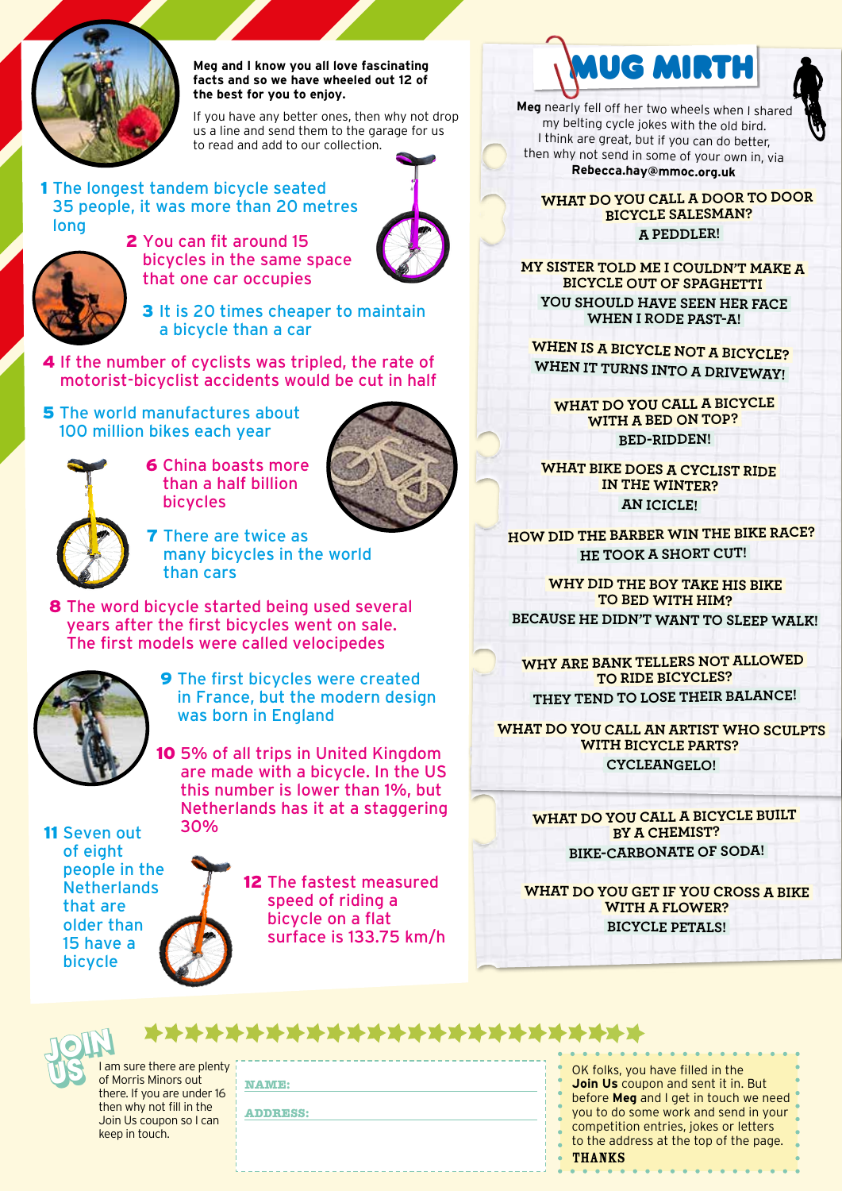**Meg and I know you all love fascinating facts and so we have wheeled out 12 of the best for you to enjoy.**

If you have any better ones, then why not drop us a line and send them to the garage for us to read and add to our collection.

1. The longest tandem bicycle seated 35 people, it was more than 20 metres long
2. You can fit around 15 bicycles in the same space that one car occupies
3. It is 20 times cheaper to maintain a bicycle than a car
4. If the number of cyclists was tripled, the rate of motorist-bicyclist accidents would be cut in half
5. The world manufactures about 100 million bikes each year
6. China boasts more than a half billion bicycles
7. There are twice as many bicycles in the world than cars
8. The word bicycle started being used several years after the first bicycles went on sale. The first models were called velocipedes
9. The first bicycles were created in France, but the modern design was born in England
10. 5% of all trips in United Kingdom are made with a bicycle. In the US this number is lower than 1%, but Netherlands has it at a staggering 30%
11. Seven out of eight people in the Netherlands that are older than 15 have a bicycle
12. The fastest measured speed of riding a bicycle on a flat surface is 133.75 km/h

# MUG MIRTH

**Meg** nearly fell off her two wheels when I shared my belting cycle jokes with the old bird. I think are great, but if you can do better, then why not send in some of your own in, via **Rebecca.hay@mmoc.org.uk**

WHAT DO YOU CALL A DOOR TO DOOR BICYCLE SALESMAN?
A PEDDLER!

MY SISTER TOLD ME I COULDN'T MAKE A BICYCLE OUT OF SPAGHETTI
YOU SHOULD HAVE SEEN HER FACE WHEN I RODE PAST-A!

WHEN IS A BICYCLE NOT A BICYCLE?
WHEN IT TURNS INTO A DRIVEWAY!

WHAT DO YOU CALL A BICYCLE WITH A BED ON TOP?
BED-RIDDEN!

WHAT BIKE DOES A CYCLIST RIDE IN THE WINTER?
AN ICICLE!

HOW DID THE BARBER WIN THE BIKE RACE?
HE TOOK A SHORT CUT!

WHY DID THE BOY TAKE HIS BIKE TO BED WITH HIM?
BECAUSE HE DIDN'T WANT TO SLEEP WALK!

WHY ARE BANK TELLERS NOT ALLOWED TO RIDE BICYCLES?
THEY TEND TO LOSE THEIR BALANCE!

WHAT DO YOU CALL AN ARTIST WHO SCULPTS WITH BICYCLE PARTS?
CYCLEANGELO!

WHAT DO YOU CALL A BICYCLE BUILT BY A CHEMIST?
BIKE-CARBONATE OF SODA!

WHAT DO YOU GET IF YOU CROSS A BIKE WITH A FLOWER?
BICYCLE PETALS!

## JOIN US

I am sure there are plenty of Morris Minors out there. If you are under 16 then why not fill in the Join Us coupon so I can keep in touch.

NAME:

ADDRESS:

OK folks, you have filled in the **Join Us** coupon and sent it in. But before **Meg** and I get in touch we need you to do some work and send in your competition entries, jokes or letters to the address at the top of the page.
**THANKS**